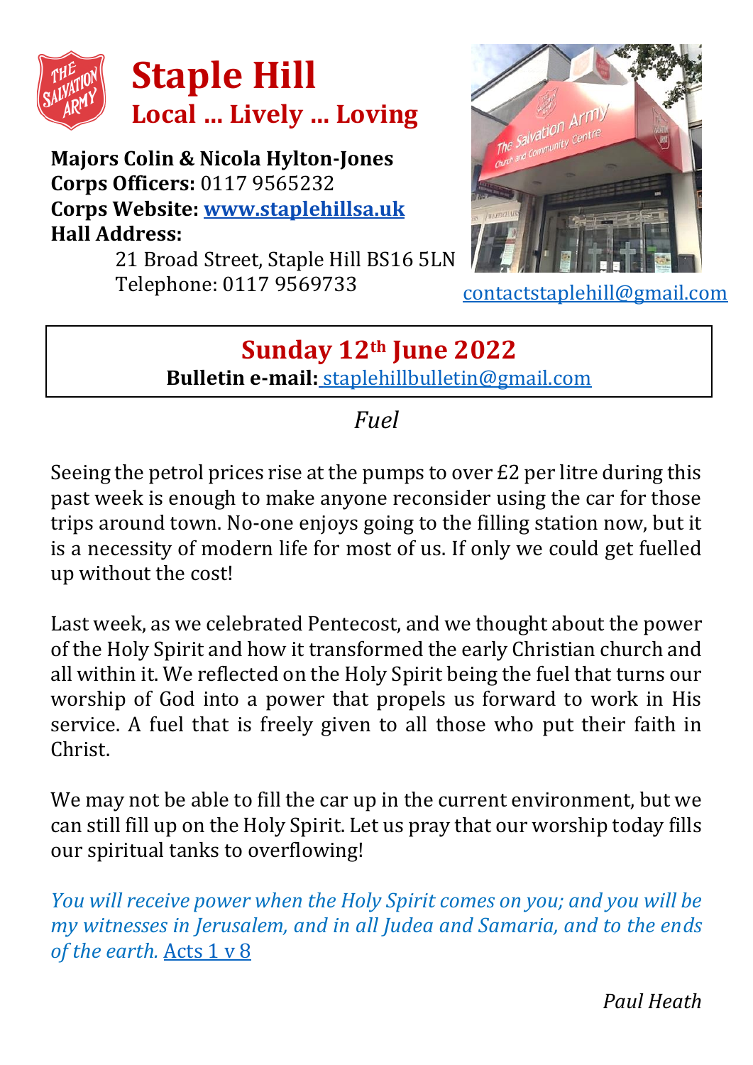# Staple Hill

## Local ... Lively ... Loving

**Majors Colin & Nicola Hylton-Jones**
**Corps Officers:** 0117 9565232
**Corps Website:** **www.staplehillsa.uk**
**Hall Address:**
21 Broad Street, Staple Hill BS16 5LN
Telephone: 0117 9569733

contactstaplehill@gmail.com

## Sunday 12th June 2022

**Bulletin e-mail:** staplehillbulletin@gmail.com

*Fuel*

Seeing the petrol prices rise at the pumps to over £2 per litre during this past week is enough to make anyone reconsider using the car for those trips around town. No-one enjoys going to the filling station now, but it is a necessity of modern life for most of us. If only we could get fuelled up without the cost!

Last week, as we celebrated Pentecost, and we thought about the power of the Holy Spirit and how it transformed the early Christian church and all within it. We reflected on the Holy Spirit being the fuel that turns our worship of God into a power that propels us forward to work in His service. A fuel that is freely given to all those who put their faith in Christ.

We may not be able to fill the car up in the current environment, but we can still fill up on the Holy Spirit. Let us pray that our worship today fills our spiritual tanks to overflowing!

*You will receive power when the Holy Spirit comes on you; and you will be my witnesses in Jerusalem, and in all Judea and Samaria, and to the ends of the earth.* Acts 1 v 8

*Paul Heath*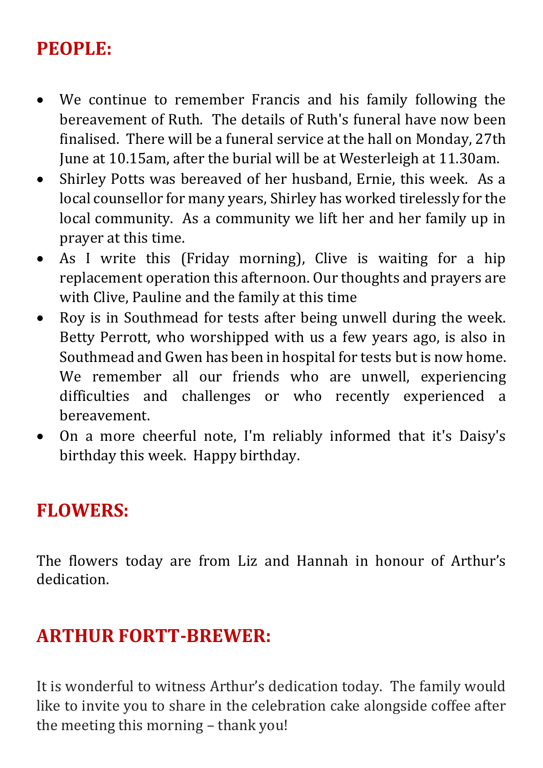## PEOPLE:

- We continue to remember Francis and his family following the bereavement of Ruth. The details of Ruth's funeral have now been finalised. There will be a funeral service at the hall on Monday, 27th June at 10.15am, after the burial will be at Westerleigh at 11.30am.
- Shirley Potts was bereaved of her husband, Ernie, this week. As a local counsellor for many years, Shirley has worked tirelessly for the local community. As a community we lift her and her family up in prayer at this time.
- As I write this (Friday morning), Clive is waiting for a hip replacement operation this afternoon. Our thoughts and prayers are with Clive, Pauline and the family at this time
- Roy is in Southmead for tests after being unwell during the week. Betty Perrott, who worshipped with us a few years ago, is also in Southmead and Gwen has been in hospital for tests but is now home. We remember all our friends who are unwell, experiencing difficulties and challenges or who recently experienced a bereavement.
- On a more cheerful note, I'm reliably informed that it's Daisy's birthday this week. Happy birthday.

## FLOWERS:

The flowers today are from Liz and Hannah in honour of Arthur's dedication.

## ARTHUR FORTT-BREWER:

It is wonderful to witness Arthur's dedication today. The family would like to invite you to share in the celebration cake alongside coffee after the meeting this morning – thank you!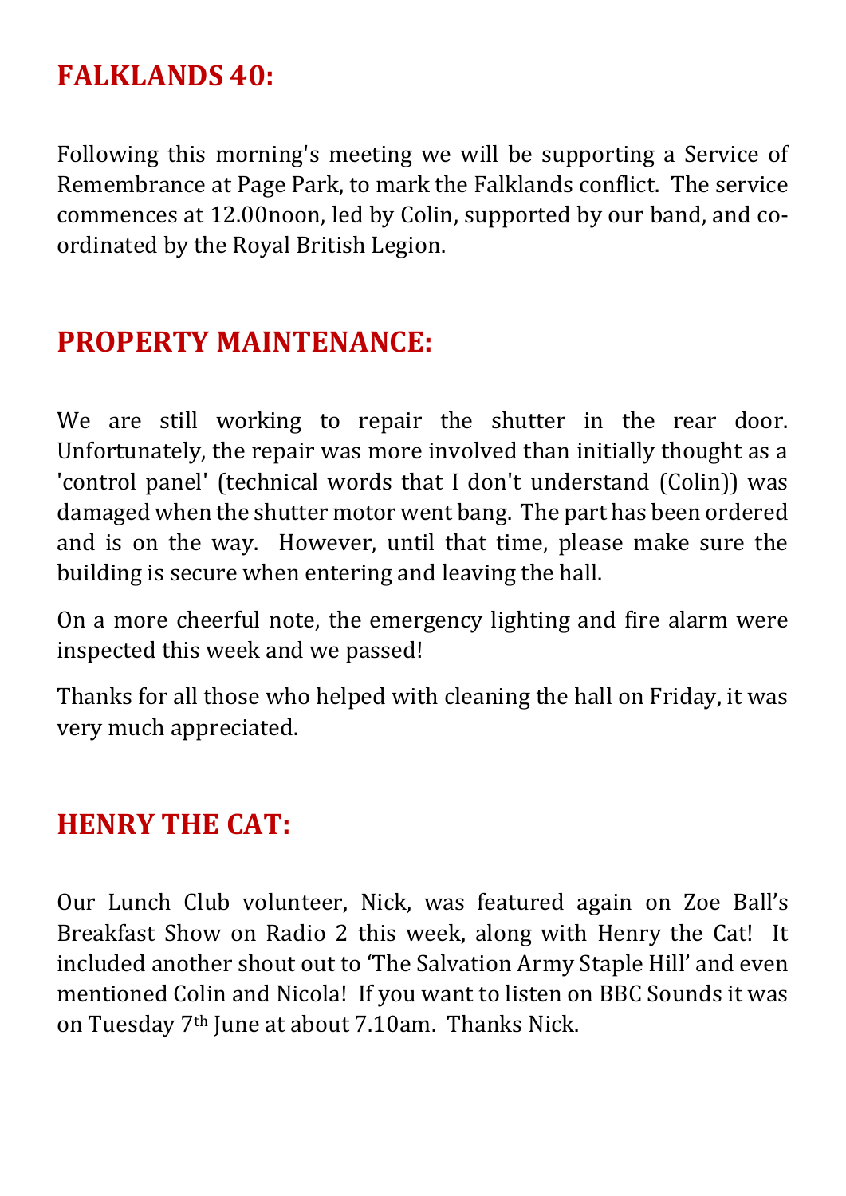## FALKLANDS 40:

Following this morning's meeting we will be supporting a Service of Remembrance at Page Park, to mark the Falklands conflict. The service commences at 12.00noon, led by Colin, supported by our band, and co-ordinated by the Royal British Legion.

## PROPERTY MAINTENANCE:

We are still working to repair the shutter in the rear door. Unfortunately, the repair was more involved than initially thought as a 'control panel' (technical words that I don't understand (Colin)) was damaged when the shutter motor went bang. The part has been ordered and is on the way. However, until that time, please make sure the building is secure when entering and leaving the hall.

On a more cheerful note, the emergency lighting and fire alarm were inspected this week and we passed!

Thanks for all those who helped with cleaning the hall on Friday, it was very much appreciated.

## HENRY THE CAT:

Our Lunch Club volunteer, Nick, was featured again on Zoe Ball's Breakfast Show on Radio 2 this week, along with Henry the Cat! It included another shout out to 'The Salvation Army Staple Hill' and even mentioned Colin and Nicola! If you want to listen on BBC Sounds it was on Tuesday 7th June at about 7.10am. Thanks Nick.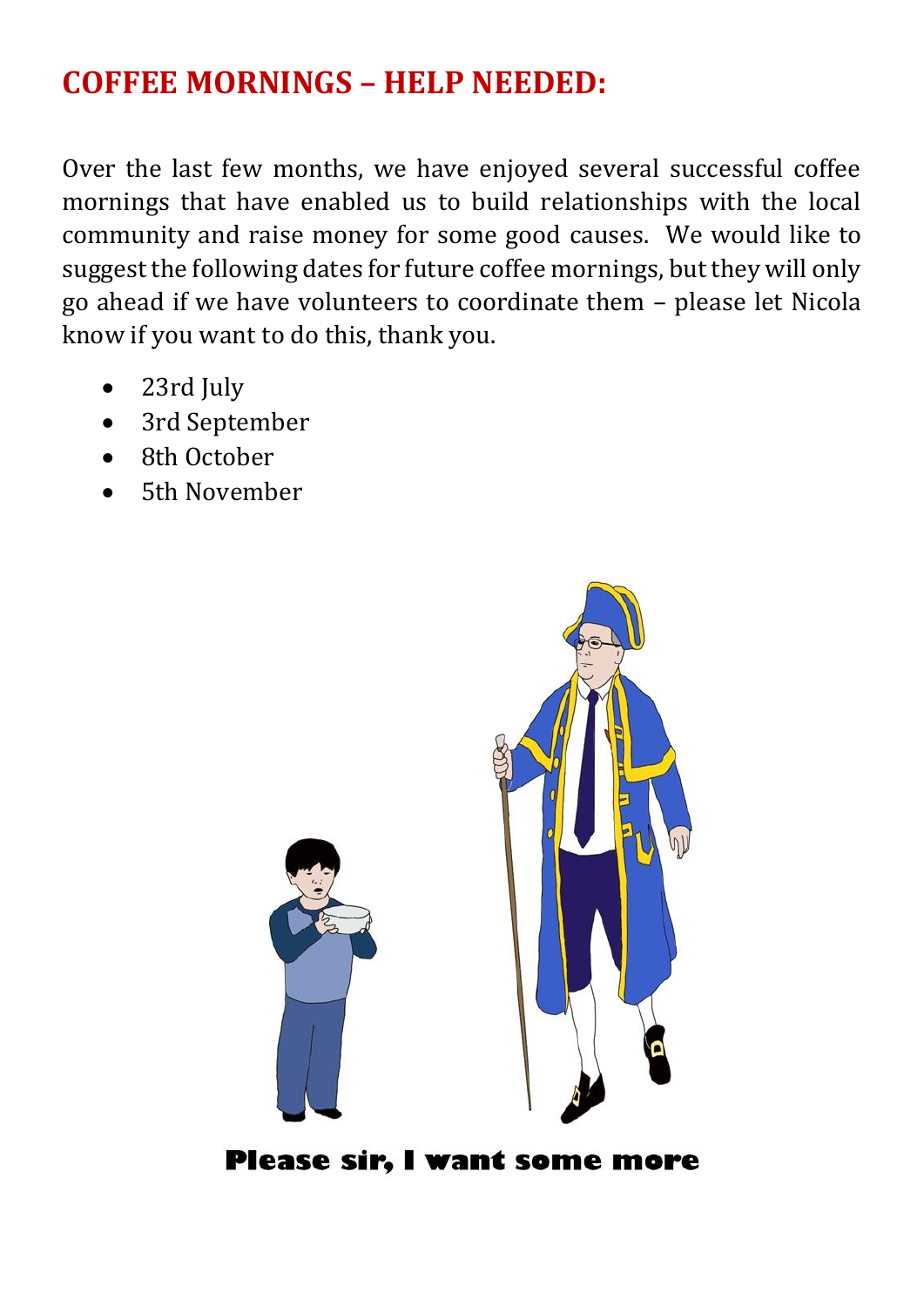## COFFEE MORNINGS – HELP NEEDED:

Over the last few months, we have enjoyed several successful coffee mornings that have enabled us to build relationships with the local community and raise money for some good causes. We would like to suggest the following dates for future coffee mornings, but they will only go ahead if we have volunteers to coordinate them – please let Nicola know if you want to do this, thank you.

- 23rd July
- 3rd September
- 8th October
- 5th November

**Please sir, I want some more**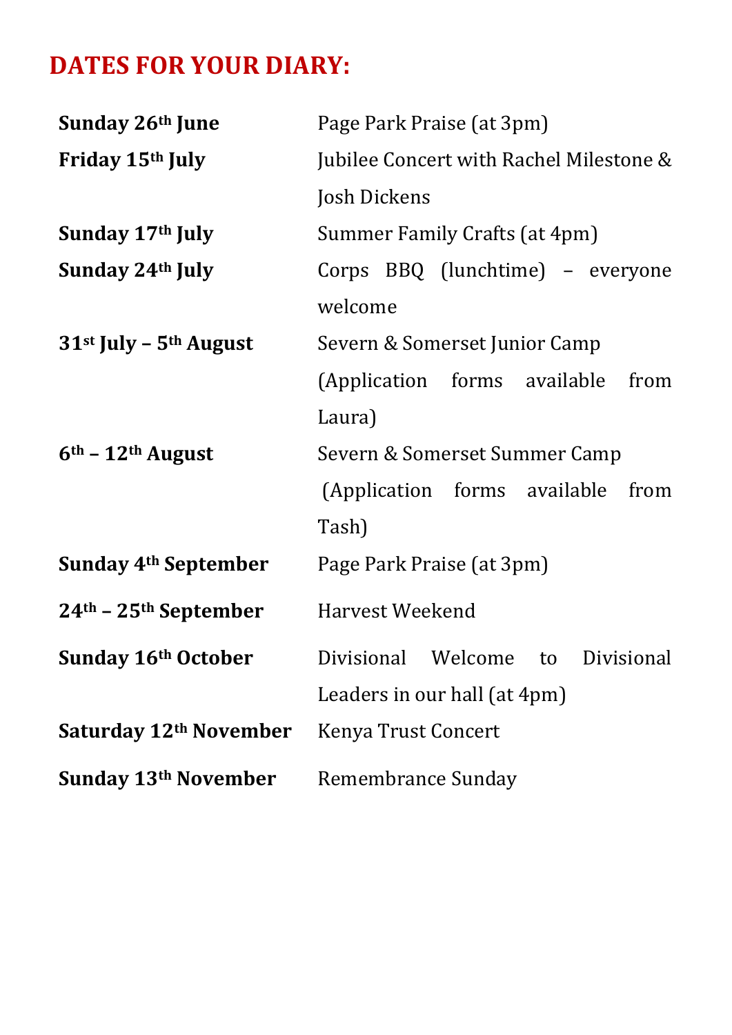## DATES FOR YOUR DIARY:

| | |
|---|---|
| **Sunday 26th June** | Page Park Praise (at 3pm) |
| **Friday 15th July** | Jubilee Concert with Rachel Milestone & Josh Dickens |
| **Sunday 17th July** | Summer Family Crafts (at 4pm) |
| **Sunday 24th July** | Corps BBQ (lunchtime) – everyone welcome |
| **31st July – 5th August** | Severn & Somerset Junior Camp (Application forms available from Laura) |
| **6th – 12th August** | Severn & Somerset Summer Camp (Application forms available from Tash) |
| **Sunday 4th September** | Page Park Praise (at 3pm) |
| **24th – 25th September** | Harvest Weekend |
| **Sunday 16th October** | Divisional Welcome to Divisional Leaders in our hall (at 4pm) |
| **Saturday 12th November** | Kenya Trust Concert |
| **Sunday 13th November** | Remembrance Sunday |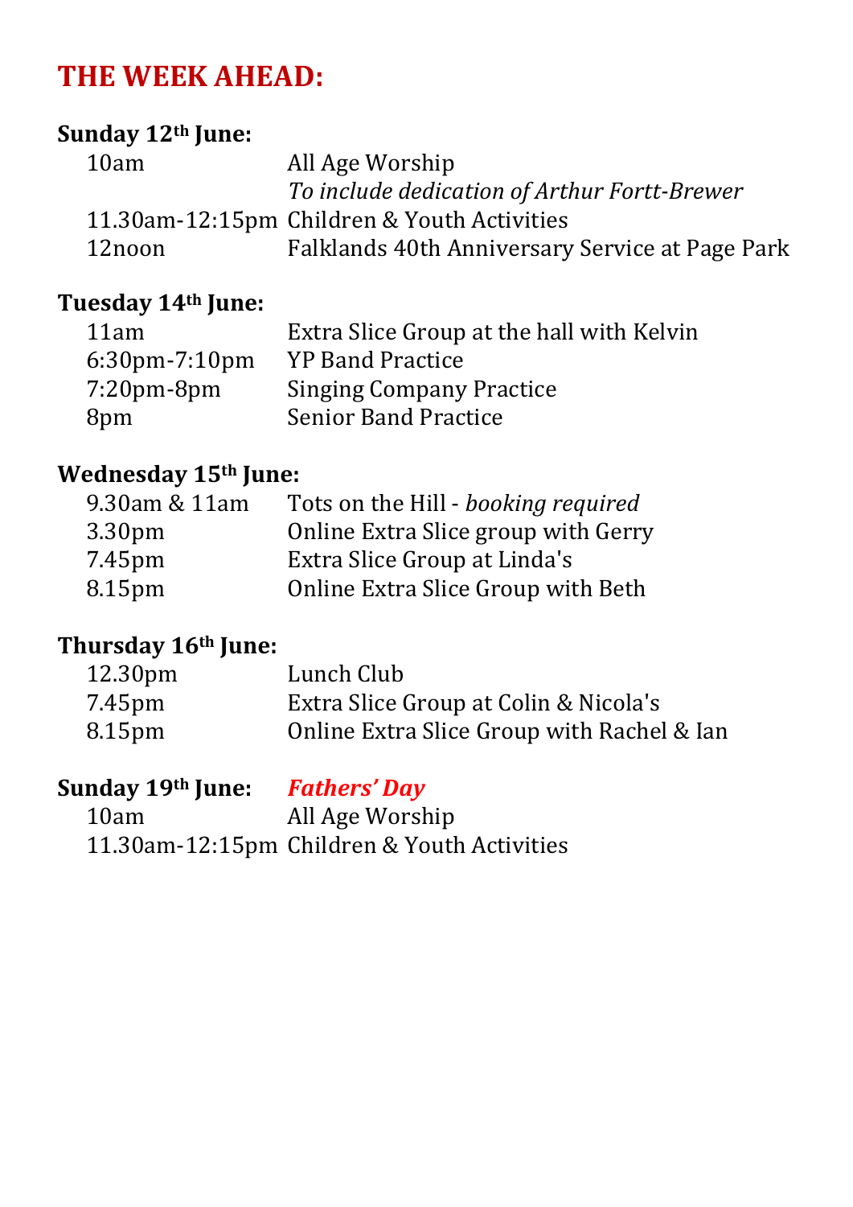## THE WEEK AHEAD:

**Sunday 12th June:**

| | |
|---|---|
| 10am | All Age Worship |
| | *To include dedication of Arthur Fortt-Brewer* |
| 11.30am-12:15pm | Children & Youth Activities |
| 12noon | Falklands 40th Anniversary Service at Page Park |

**Tuesday 14th June:**

| | |
|---|---|
| 11am | Extra Slice Group at the hall with Kelvin |
| 6:30pm-7:10pm | YP Band Practice |
| 7:20pm-8pm | Singing Company Practice |
| 8pm | Senior Band Practice |

**Wednesday 15th June:**

| | |
|---|---|
| 9.30am & 11am | Tots on the Hill - *booking required* |
| 3.30pm | Online Extra Slice group with Gerry |
| 7.45pm | Extra Slice Group at Linda's |
| 8.15pm | Online Extra Slice Group with Beth |

**Thursday 16th June:**

| | |
|---|---|
| 12.30pm | Lunch Club |
| 7.45pm | Extra Slice Group at Colin & Nicola's |
| 8.15pm | Online Extra Slice Group with Rachel & Ian |

**Sunday 19th June:** ***Fathers' Day***

| | |
|---|---|
| 10am | All Age Worship |
| 11.30am-12:15pm | Children & Youth Activities |